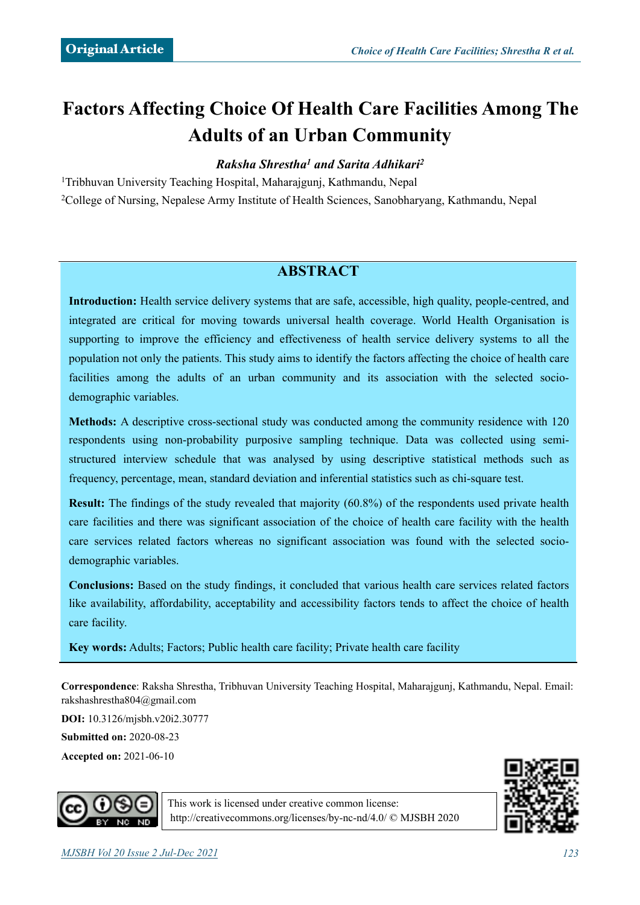Original Article

# Factors Affecting Choice Of Health Care Facilities Among The Adults of an Urban Community

***Raksha Shrestha[1] and Sarita Adhikari[2]***

[1]Tribhuvan University Teaching Hospital, Maharajgunj, Kathmandu, Nepal

[2]College of Nursing, Nepalese Army Institute of Health Sciences, Sanobharyang, Kathmandu, Nepal

## ABSTRACT

**Introduction:** Health service delivery systems that are safe, accessible, high quality, people-centred, and integrated are critical for moving towards universal health coverage. World Health Organisation is supporting to improve the efficiency and effectiveness of health service delivery systems to all the population not only the patients. This study aims to identify the factors affecting the choice of health care facilities among the adults of an urban community and its association with the selected socio-demographic variables.

**Methods:** A descriptive cross-sectional study was conducted among the community residence with 120 respondents using non-probability purposive sampling technique. Data was collected using semi-structured interview schedule that was analysed by using descriptive statistical methods such as frequency, percentage, mean, standard deviation and inferential statistics such as chi-square test.

**Result:** The findings of the study revealed that majority (60.8%) of the respondents used private health care facilities and there was significant association of the choice of health care facility with the health care services related factors whereas no significant association was found with the selected socio-demographic variables.

**Conclusions:** Based on the study findings, it concluded that various health care services related factors like availability, affordability, acceptability and accessibility factors tends to affect the choice of health care facility.

**Key words:** Adults; Factors; Public health care facility; Private health care facility

**Correspondence**: Raksha Shrestha, Tribhuvan University Teaching Hospital, Maharajgunj, Kathmandu, Nepal. Email: rakshashrestha804@gmail.com

**DOI:** 10.3126/mjsbh.v20i2.30777

**Submitted on:** 2020-08-23

**Accepted on:** 2021-06-10

This work is licensed under creative common license: http://creativecommons.org/licenses/by-nc-nd/4.0/ © MJSBH 2020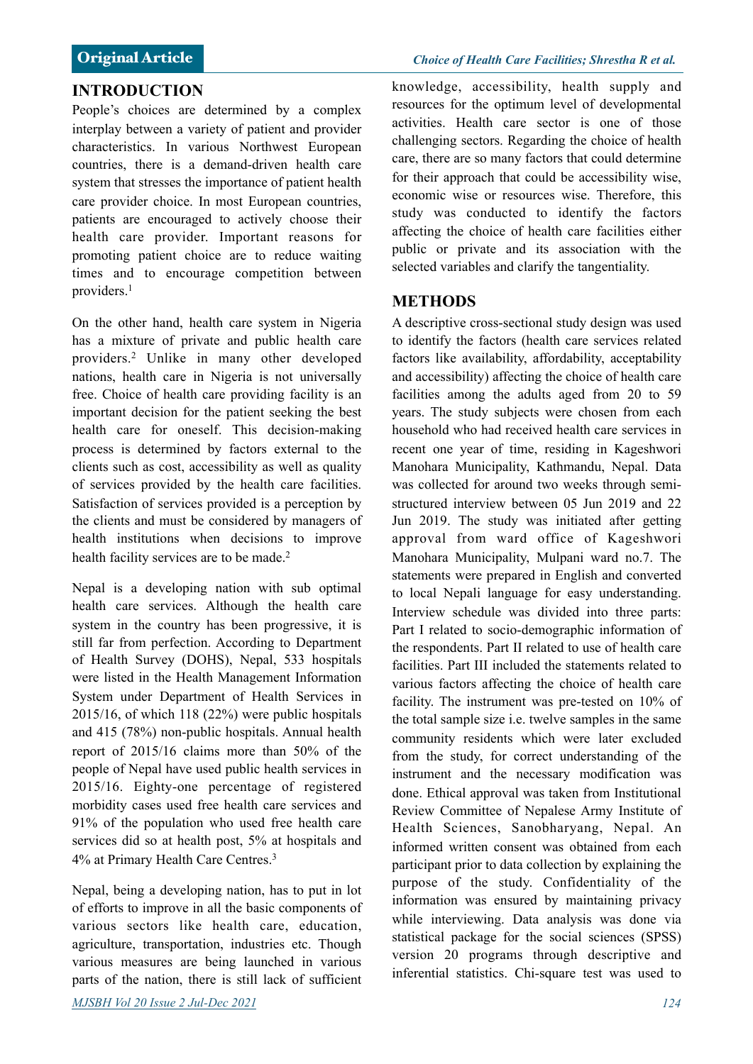## INTRODUCTION

People's choices are determined by a complex interplay between a variety of patient and provider characteristics. In various Northwest European countries, there is a demand-driven health care system that stresses the importance of patient health care provider choice. In most European countries, patients are encouraged to actively choose their health care provider. Important reasons for promoting patient choice are to reduce waiting times and to encourage competition between providers.[1]

On the other hand, health care system in Nigeria has a mixture of private and public health care providers.[2] Unlike in many other developed nations, health care in Nigeria is not universally free. Choice of health care providing facility is an important decision for the patient seeking the best health care for oneself. This decision-making process is determined by factors external to the clients such as cost, accessibility as well as quality of services provided by the health care facilities. Satisfaction of services provided is a perception by the clients and must be considered by managers of health institutions when decisions to improve health facility services are to be made.[2]

Nepal is a developing nation with sub optimal health care services. Although the health care system in the country has been progressive, it is still far from perfection. According to Department of Health Survey (DOHS), Nepal, 533 hospitals were listed in the Health Management Information System under Department of Health Services in 2015/16, of which 118 (22%) were public hospitals and 415 (78%) non-public hospitals. Annual health report of 2015/16 claims more than 50% of the people of Nepal have used public health services in 2015/16. Eighty-one percentage of registered morbidity cases used free health care services and 91% of the population who used free health care services did so at health post, 5% at hospitals and 4% at Primary Health Care Centres.[3]

Nepal, being a developing nation, has to put in lot of efforts to improve in all the basic components of various sectors like health care, education, agriculture, transportation, industries etc. Though various measures are being launched in various parts of the nation, there is still lack of sufficient knowledge, accessibility, health supply and resources for the optimum level of developmental activities. Health care sector is one of those challenging sectors. Regarding the choice of health care, there are so many factors that could determine for their approach that could be accessibility wise, economic wise or resources wise. Therefore, this study was conducted to identify the factors affecting the choice of health care facilities either public or private and its association with the selected variables and clarify the tangentiality.

## METHODS

A descriptive cross-sectional study design was used to identify the factors (health care services related factors like availability, affordability, acceptability and accessibility) affecting the choice of health care facilities among the adults aged from 20 to 59 years. The study subjects were chosen from each household who had received health care services in recent one year of time, residing in Kageshwori Manohara Municipality, Kathmandu, Nepal. Data was collected for around two weeks through semi-structured interview between 05 Jun 2019 and 22 Jun 2019. The study was initiated after getting approval from ward office of Kageshwori Manohara Municipality, Mulpani ward no.7. The statements were prepared in English and converted to local Nepali language for easy understanding. Interview schedule was divided into three parts: Part I related to socio-demographic information of the respondents. Part II related to use of health care facilities. Part III included the statements related to various factors affecting the choice of health care facility. The instrument was pre-tested on 10% of the total sample size i.e. twelve samples in the same community residents which were later excluded from the study, for correct understanding of the instrument and the necessary modification was done. Ethical approval was taken from Institutional Review Committee of Nepalese Army Institute of Health Sciences, Sanobharyang, Nepal. An informed written consent was obtained from each participant prior to data collection by explaining the purpose of the study. Confidentiality of the information was ensured by maintaining privacy while interviewing. Data analysis was done via statistical package for the social sciences (SPSS) version 20 programs through descriptive and inferential statistics. Chi-square test was used to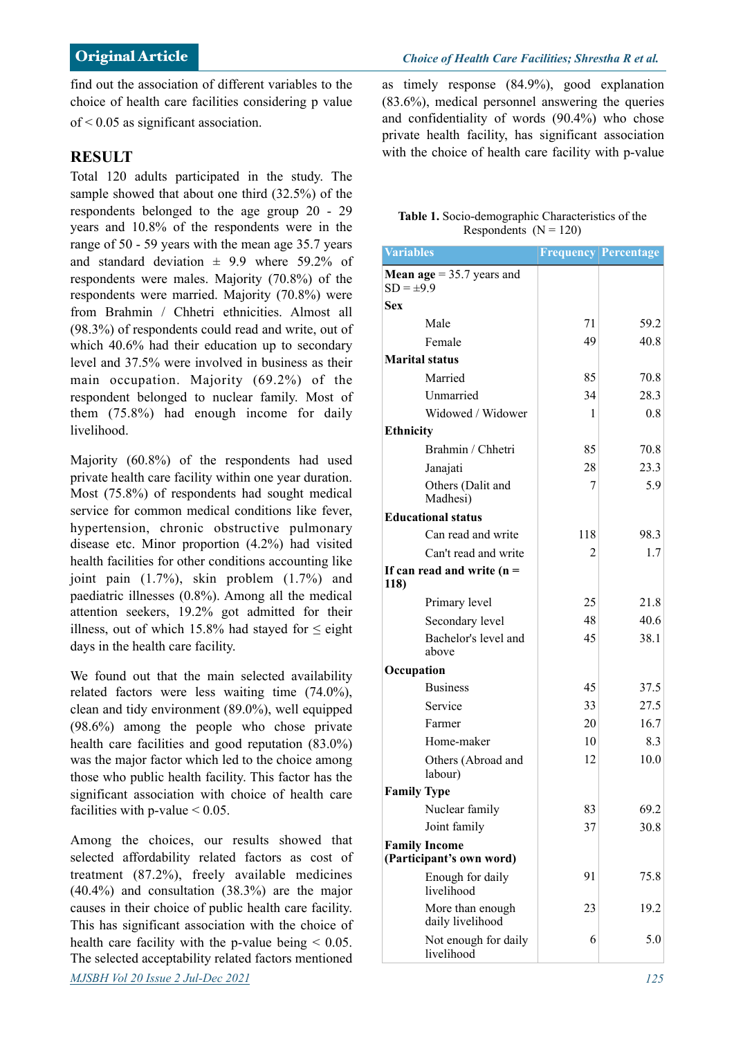find out the association of different variables to the choice of health care facilities considering p value of < 0.05 as significant association.

## RESULT

Total 120 adults participated in the study. The sample showed that about one third (32.5%) of the respondents belonged to the age group 20 - 29 years and 10.8% of the respondents were in the range of 50 - 59 years with the mean age 35.7 years and standard deviation ± 9.9 where 59.2% of respondents were males. Majority (70.8%) of the respondents were married. Majority (70.8%) were from Brahmin / Chhetri ethnicities. Almost all (98.3%) of respondents could read and write, out of which 40.6% had their education up to secondary level and 37.5% were involved in business as their main occupation. Majority (69.2%) of the respondent belonged to nuclear family. Most of them (75.8%) had enough income for daily livelihood.

Majority (60.8%) of the respondents had used private health care facility within one year duration. Most (75.8%) of respondents had sought medical service for common medical conditions like fever, hypertension, chronic obstructive pulmonary disease etc. Minor proportion (4.2%) had visited health facilities for other conditions accounting like joint pain (1.7%), skin problem (1.7%) and paediatric illnesses (0.8%). Among all the medical attention seekers, 19.2% got admitted for their illness, out of which 15.8% had stayed for ≤ eight days in the health care facility.

We found out that the main selected availability related factors were less waiting time (74.0%), clean and tidy environment (89.0%), well equipped (98.6%) among the people who chose private health care facilities and good reputation (83.0%) was the major factor which led to the choice among those who public health facility. This factor has the significant association with choice of health care facilities with p-value < 0.05.

Among the choices, our results showed that selected affordability related factors as cost of treatment (87.2%), freely available medicines (40.4%) and consultation (38.3%) are the major causes in their choice of public health care facility. This has significant association with the choice of health care facility with the p-value being < 0.05. The selected acceptability related factors mentioned as timely response (84.9%), good explanation (83.6%), medical personnel answering the queries and confidentiality of words (90.4%) who chose private health facility, has significant association with the choice of health care facility with p-value

**Table 1.** Socio-demographic Characteristics of the Respondents (N = 120)

| Variables | Frequency | Percentage |
|---|---|---|
| **Mean age** = 35.7 years and SD = ±9.9 | | |
| **Sex** | | |
| Male | 71 | 59.2 |
| Female | 49 | 40.8 |
| **Marital status** | | |
| Married | 85 | 70.8 |
| Unmarried | 34 | 28.3 |
| Widowed / Widower | 1 | 0.8 |
| **Ethnicity** | | |
| Brahmin / Chhetri | 85 | 70.8 |
| Janajati | 28 | 23.3 |
| Others (Dalit and Madhesi) | 7 | 5.9 |
| **Educational status** | | |
| Can read and write | 118 | 98.3 |
| Can't read and write | 2 | 1.7 |
| **If can read and write (n = 118)** | | |
| Primary level | 25 | 21.8 |
| Secondary level | 48 | 40.6 |
| Bachelor's level and above | 45 | 38.1 |
| **Occupation** | | |
| Business | 45 | 37.5 |
| Service | 33 | 27.5 |
| Farmer | 20 | 16.7 |
| Home-maker | 10 | 8.3 |
| Others (Abroad and labour) | 12 | 10.0 |
| **Family Type** | | |
| Nuclear family | 83 | 69.2 |
| Joint family | 37 | 30.8 |
| **Family Income (Participant's own word)** | | |
| Enough for daily livelihood | 91 | 75.8 |
| More than enough daily livelihood | 23 | 19.2 |
| Not enough for daily livelihood | 6 | 5.0 |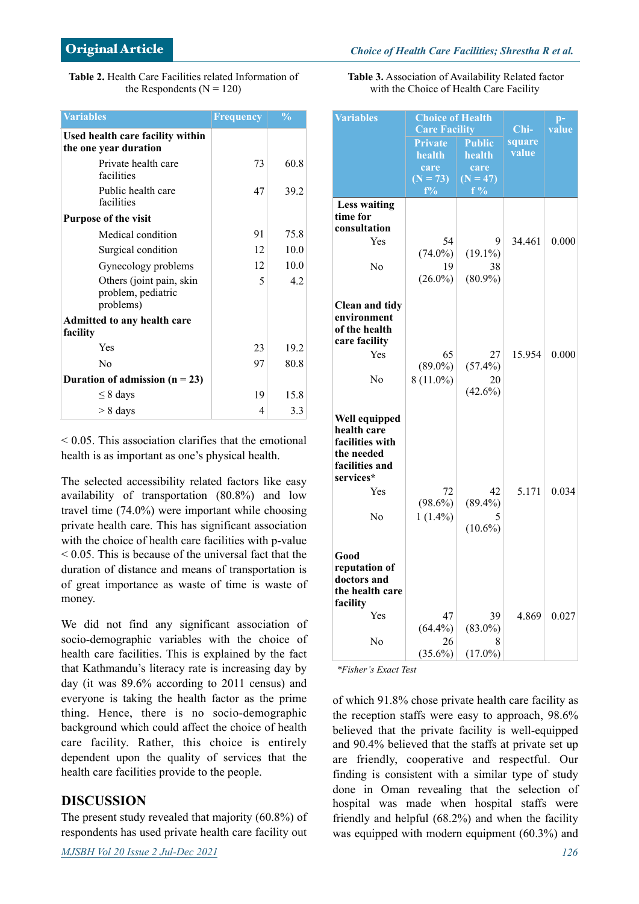**Table 2.** Health Care Facilities related Information of the Respondents (N = 120)

| Variables | Frequency | % |
|---|---|---|
| **Used health care facility within the one year duration** | | |
| Private health care facilities | 73 | 60.8 |
| Public health care facilities | 47 | 39.2 |
| **Purpose of the visit** | | |
| Medical condition | 91 | 75.8 |
| Surgical condition | 12 | 10.0 |
| Gynecology problems | 12 | 10.0 |
| Others (joint pain, skin problem, pediatric problems) | 5 | 4.2 |
| **Admitted to any health care facility** | | |
| Yes | 23 | 19.2 |
| No | 97 | 80.8 |
| **Duration of admission (n = 23)** | | |
| ≤ 8 days | 19 | 15.8 |
| > 8 days | 4 | 3.3 |

< 0.05. This association clarifies that the emotional health is as important as one's physical health.

The selected accessibility related factors like easy availability of transportation (80.8%) and low travel time (74.0%) were important while choosing private health care. This has significant association with the choice of health care facilities with p-value < 0.05. This is because of the universal fact that the duration of distance and means of transportation is of great importance as waste of time is waste of money.

We did not find any significant association of socio-demographic variables with the choice of health care facilities. This is explained by the fact that Kathmandu's literacy rate is increasing day by day (it was 89.6% according to 2011 census) and everyone is taking the health factor as the prime thing. Hence, there is no socio-demographic background which could affect the choice of health care facility. Rather, this choice is entirely dependent upon the quality of services that the health care facilities provide to the people.

## DISCUSSION

The present study revealed that majority (60.8%) of respondents has used private health care facility out of which 91.8% chose private health care facility as the reception staffs were easy to approach, 98.6% believed that the private facility is well-equipped and 90.4% believed that the staffs at private set up are friendly, cooperative and respectful. Our finding is consistent with a similar type of study done in Oman revealing that the selection of hospital was made when hospital staffs were friendly and helpful (68.2%) and when the facility was equipped with modern equipment (60.3%) and

**Table 3.** Association of Availability Related factor with the Choice of Health Care Facility

| Variables | Choice of Health Care Facility | | Chi-square value | p-value |
|---|---|---|---|---|
| | Private health care (N = 73) f% | Public health care (N = 47) f % | | |
| **Less waiting time for consultation** | | | | |
| Yes | 54 (74.0%) | 9 (19.1%) | 34.461 | 0.000 |
| No | 19 (26.0%) | 38 (80.9%) | | |
| **Clean and tidy environment of the health care facility** | | | | |
| Yes | 65 (89.0%) | 27 (57.4%) | 15.954 | 0.000 |
| No | 8 (11.0%) | 20 (42.6%) | | |
| **Well equipped health care facilities with the needed facilities and services*** | | | | |
| Yes | 72 (98.6%) | 42 (89.4%) | 5.171 | 0.034 |
| No | 1 (1.4%) | 5 (10.6%) | | |
| **Good reputation of doctors and the health care facility** | | | | |
| Yes | 47 (64.4%) | 39 (83.0%) | 4.869 | 0.027 |
| No | 26 (35.6%) | 8 (17.0%) | | |

*\*Fisher's Exact Test*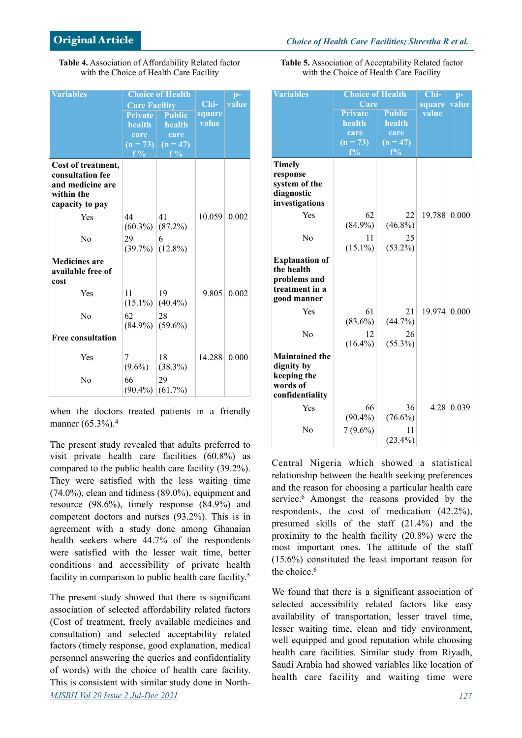**Table 4.** Association of Affordability Related factor with the Choice of Health Care Facility

| Variables | Choice of Health Care Facility | | Chi-square value | p-value |
|---|---|---|---|---|
| | Private health care (n = 73) f % | Public health care (n = 47) f % | | |
| **Cost of treatment, consultation fee and medicine are within the capacity to pay** | | | | |
| Yes | 44 (60.3%) | 41 (87.2%) | 10.059 | 0.002 |
| No | 29 (39.7%) | 6 (12.8%) | | |
| **Medicines are available free of cost** | | | | |
| Yes | 11 (15.1%) | 19 (40.4%) | 9.805 | 0.002 |
| No | 62 (84.9%) | 28 (59.6%) | | |
| **Free consultation** | | | | |
| Yes | 7 (9.6%) | 18 (38.3%) | 14.288 | 0.000 |
| No | 66 (90.4%) | 29 (61.7%) | | |

when the doctors treated patients in a friendly manner (65.3%).[4]

The present study revealed that adults preferred to visit private health care facilities (60.8%) as compared to the public health care facility (39.2%). They were satisfied with the less waiting time (74.0%), clean and tidiness (89.0%), equipment and resource (98.6%), timely response (84.9%) and competent doctors and nurses (93.2%). This is in agreement with a study done among Ghanaian health seekers where 44.7% of the respondents were satisfied with the lesser wait time, better conditions and accessibility of private health facility in comparison to public health care facility.[5]

The present study showed that there is significant association of selected affordability related factors (Cost of treatment, freely available medicines and consultation) and selected acceptability related factors (timely response, good explanation, medical personnel answering the queries and confidentiality of words) with the choice of health care facility. This is consistent with similar study done in North-Central Nigeria which showed a statistical relationship between the health seeking preferences and the reason for choosing a particular health care service.[6] Amongst the reasons provided by the respondents, the cost of medication (42.2%), presumed skills of the staff (21.4%) and the proximity to the health facility (20.8%) were the most important ones. The attitude of the staff (15.6%) constituted the least important reason for the choice.[6]

**Table 5.** Association of Acceptability Related factor with the Choice of Health Care Facility

| Variables | Choice of Health Care | | Chi-square value | p-value |
|---|---|---|---|---|
| | Private health care (n = 73) f% | Public health care (n = 47) f% | | |
| **Timely response system of the diagnostic investigations** | | | | |
| Yes | 62 (84.9%) | 22 (46.8%) | 19.788 | 0.000 |
| No | 11 (15.1%) | 25 (53.2%) | | |
| **Explanation of the health problems and treatment in a good manner** | | | | |
| Yes | 61 (83.6%) | 21 (44.7%) | 19.974 | 0.000 |
| No | 12 (16.4%) | 26 (55.3%) | | |
| **Maintained the dignity by keeping the words of confidentiality** | | | | |
| Yes | 66 (90.4%) | 36 (76.6%) | 4.28 | 0.039 |
| No | 7 (9.6%) | 11 (23.4%) | | |

We found that there is a significant association of selected accessibility related factors like easy availability of transportation, lesser travel time, lesser waiting time, clean and tidy environment, well equipped and good reputation while choosing health care facilities. Similar study from Riyadh, Saudi Arabia had showed variables like location of health care facility and waiting time were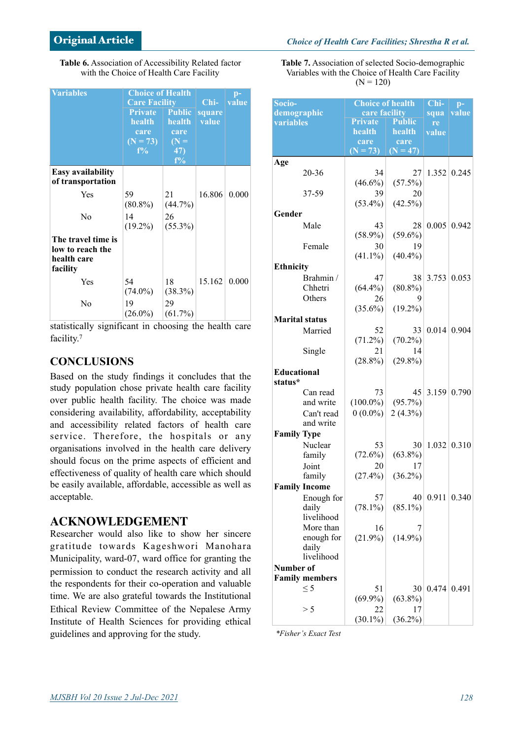**Table 6.** Association of Accessibility Related factor with the Choice of Health Care Facility

| Variables | Choice of Health Care Facility | | Chi-square value | p-value |
|---|---|---|---|---|
| | Private health care (N = 73) f% | Public health care (N = 47) f% | | |
| **Easy availability of transportation** | | | | |
| Yes | 59 (80.8%) | 21 (44.7%) | 16.806 | 0.000 |
| No | 14 (19.2%) | 26 (55.3%) | | |
| **The travel time is low to reach the health care facility** | | | | |
| Yes | 54 (74.0%) | 18 (38.3%) | 15.162 | 0.000 |
| No | 19 (26.0%) | 29 (61.7%) | | |

statistically significant in choosing the health care facility.[7]

## CONCLUSIONS

Based on the study findings it concludes that the study population chose private health care facility over public health facility. The choice was made considering availability, affordability, acceptability and accessibility related factors of health care service. Therefore, the hospitals or any organisations involved in the health care delivery should focus on the prime aspects of efficient and effectiveness of quality of health care which should be easily available, affordable, accessible as well as acceptable.

## ACKNOWLEDGEMENT

Researcher would also like to show her sincere gratitude towards Kageshwori Manohara Municipality, ward-07, ward office for granting the permission to conduct the research activity and all the respondents for their co-operation and valuable time. We are also grateful towards the Institutional Ethical Review Committee of the Nepalese Army Institute of Health Sciences for providing ethical guidelines and approving for the study.

**Table 7.** Association of selected Socio-demographic Variables with the Choice of Health Care Facility (N = 120)

| Socio-demographic variables | Choice of health care facility | | Chi-square value | p-value |
|---|---|---|---|---|
| | Private health care (N = 73) | Public health care (N = 47) | | |
| **Age** | | | | |
| 20-36 | 34 (46.6%) | 27 (57.5%) | 1.352 | 0.245 |
| 37-59 | 39 (53.4%) | 20 (42.5%) | | |
| **Gender** | | | | |
| Male | 43 (58.9%) | 28 (59.6%) | 0.005 | 0.942 |
| Female | 30 (41.1%) | 19 (40.4%) | | |
| **Ethnicity** | | | | |
| Brahmin / Chhetri | 47 (64.4%) | 38 (80.8%) | 3.753 | 0.053 |
| Others | 26 (35.6%) | 9 (19.2%) | | |
| **Marital status** | | | | |
| Married | 52 (71.2%) | 33 (70.2%) | 0.014 | 0.904 |
| Single | 21 (28.8%) | 14 (29.8%) | | |
| **Educational status*** | | | | |
| Can read and write | 73 (100.0%) | 45 (95.7%) | 3.159 | 0.790 |
| Can't read and write | 0 (0.0%) | 2 (4.3%) | | |
| **Family Type** | | | | |
| Nuclear family | 53 (72.6%) | 30 (63.8%) | 1.032 | 0.310 |
| Joint family | 20 (27.4%) | 17 (36.2%) | | |
| **Family Income** | | | | |
| Enough for daily livelihood | 57 (78.1%) | 40 (85.1%) | 0.911 | 0.340 |
| More than enough for daily livelihood | 16 (21.9%) | 7 (14.9%) | | |
| **Number of Family members** | | | | |
| ≤ 5 | 51 (69.9%) | 30 (63.8%) | 0.474 | 0.491 |
| > 5 | 22 (30.1%) | 17 (36.2%) | | |

*Fisher's Exact Test*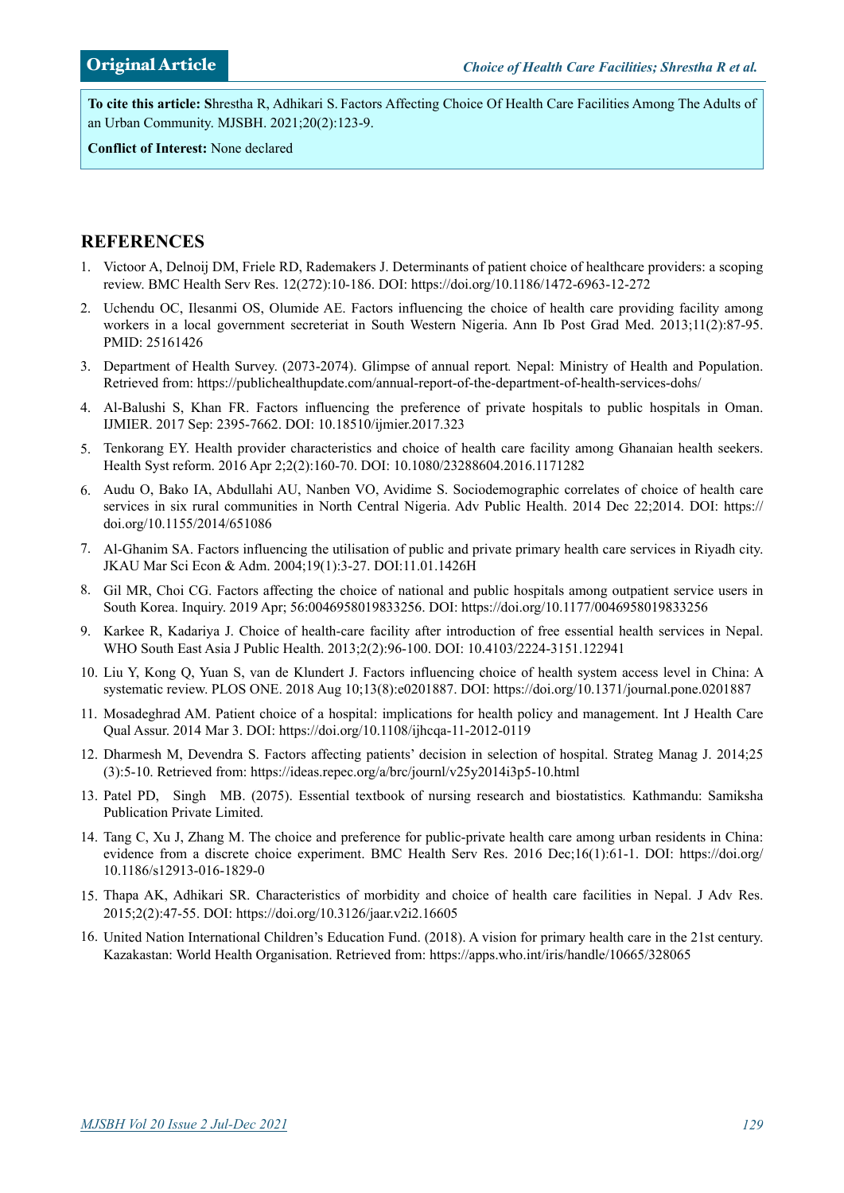**To cite this article:** Shrestha R, Adhikari S. Factors Affecting Choice Of Health Care Facilities Among The Adults of an Urban Community. MJSBH. 2021;20(2):123-9.

**Conflict of Interest:** None declared

## REFERENCES

1. Victoor A, Delnoij DM, Friele RD, Rademakers J. Determinants of patient choice of healthcare providers: a scoping review. BMC Health Serv Res. 12(272):10-186. DOI: https://doi.org/10.1186/1472-6963-12-272
2. Uchendu OC, Ilesanmi OS, Olumide AE. Factors influencing the choice of health care providing facility among workers in a local government secreteriat in South Western Nigeria. Ann Ib Post Grad Med. 2013;11(2):87-95. PMID: 25161426
3. Department of Health Survey. (2073-2074). Glimpse of annual report*.* Nepal: Ministry of Health and Population. Retrieved from: https://publichealthupdate.com/annual-report-of-the-department-of-health-services-dohs/
4. Al-Balushi S, Khan FR. Factors influencing the preference of private hospitals to public hospitals in Oman. IJMIER. 2017 Sep: 2395-7662. DOI: 10.18510/ijmier.2017.323
5. Tenkorang EY. Health provider characteristics and choice of health care facility among Ghanaian health seekers. Health Syst reform. 2016 Apr 2;2(2):160-70. DOI: 10.1080/23288604.2016.1171282
6. Audu O, Bako IA, Abdullahi AU, Nanben VO, Avidime S. Sociodemographic correlates of choice of health care services in six rural communities in North Central Nigeria. Adv Public Health. 2014 Dec 22;2014. DOI: https://doi.org/10.1155/2014/651086
7. Al-Ghanim SA. Factors influencing the utilisation of public and private primary health care services in Riyadh city. JKAU Mar Sci Econ & Adm. 2004;19(1):3-27. DOI:11.01.1426H
8. Gil MR, Choi CG. Factors affecting the choice of national and public hospitals among outpatient service users in South Korea. Inquiry. 2019 Apr; 56:0046958019833256. DOI: https://doi.org/10.1177/0046958019833256
9. Karkee R, Kadariya J. Choice of health-care facility after introduction of free essential health services in Nepal. WHO South East Asia J Public Health. 2013;2(2):96-100. DOI: 10.4103/2224-3151.122941
10. Liu Y, Kong Q, Yuan S, van de Klundert J. Factors influencing choice of health system access level in China: A systematic review. PLOS ONE. 2018 Aug 10;13(8):e0201887. DOI: https://doi.org/10.1371/journal.pone.0201887
11. Mosadeghrad AM. Patient choice of a hospital: implications for health policy and management. Int J Health Care Qual Assur. 2014 Mar 3. DOI: https://doi.org/10.1108/ijhcqa-11-2012-0119
12. Dharmesh M, Devendra S. Factors affecting patients' decision in selection of hospital. Strateg Manag J. 2014;25 (3):5-10. Retrieved from: https://ideas.repec.org/a/brc/journl/v25y2014i3p5-10.html
13. Patel PD, Singh MB. (2075). Essential textbook of nursing research and biostatistics*.* Kathmandu: Samiksha Publication Private Limited.
14. Tang C, Xu J, Zhang M. The choice and preference for public-private health care among urban residents in China: evidence from a discrete choice experiment. BMC Health Serv Res. 2016 Dec;16(1):61-1. DOI: https://doi.org/10.1186/s12913-016-1829-0
15. Thapa AK, Adhikari SR. Characteristics of morbidity and choice of health care facilities in Nepal. J Adv Res. 2015;2(2):47-55. DOI: https://doi.org/10.3126/jaar.v2i2.16605
16. United Nation International Children's Education Fund. (2018). A vision for primary health care in the 21st century. Kazakastan: World Health Organisation. Retrieved from: https://apps.who.int/iris/handle/10665/328065